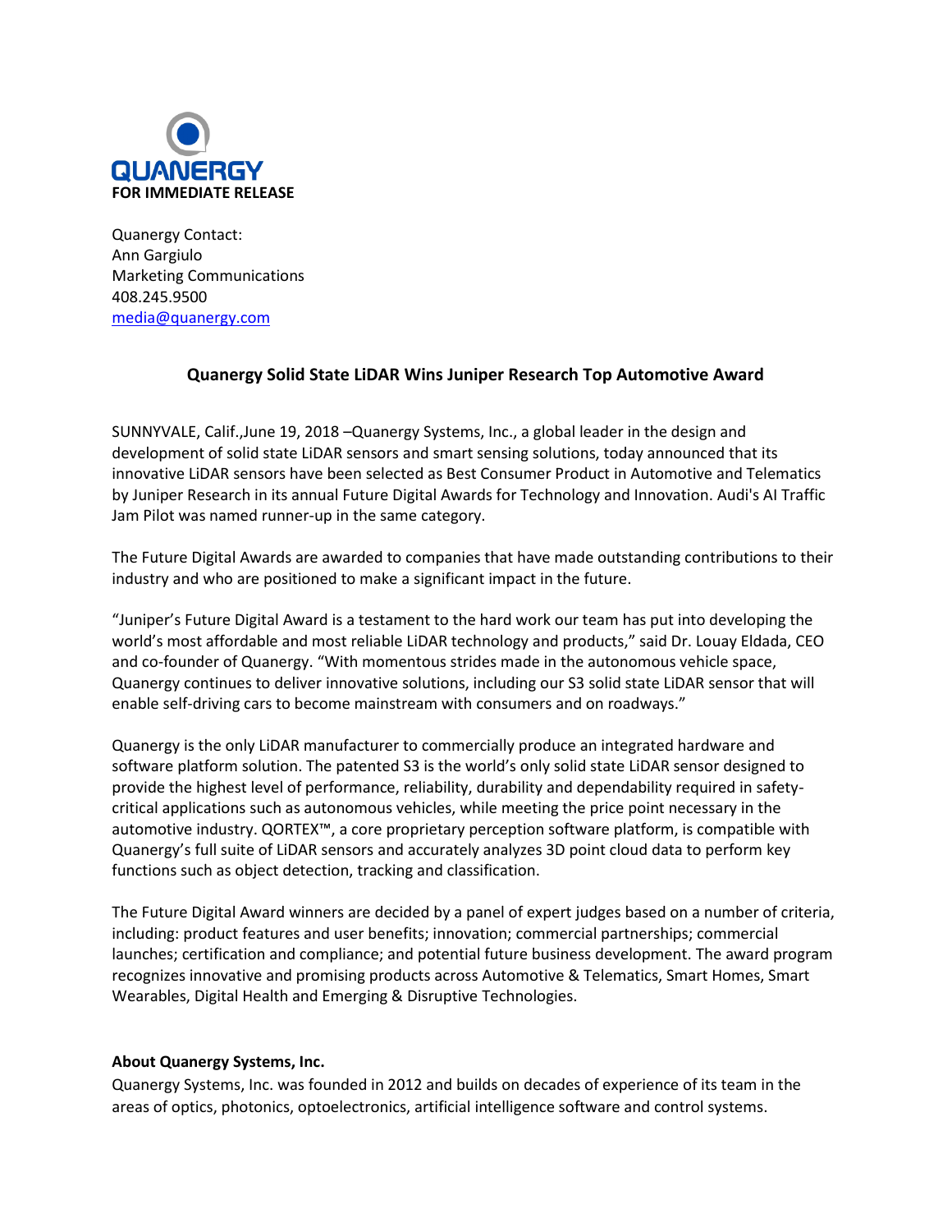QUANERGY

**FOR IMMEDIATE RELEASE**

Quanergy Contact:
Ann Gargiulo
Marketing Communications
408.245.9500
media@quanergy.com

## Quanergy Solid State LiDAR Wins Juniper Research Top Automotive Award

SUNNYVALE, Calif.,June 19, 2018 –Quanergy Systems, Inc., a global leader in the design and development of solid state LiDAR sensors and smart sensing solutions, today announced that its innovative LiDAR sensors have been selected as Best Consumer Product in Automotive and Telematics by Juniper Research in its annual Future Digital Awards for Technology and Innovation. Audi's AI Traffic Jam Pilot was named runner-up in the same category.

The Future Digital Awards are awarded to companies that have made outstanding contributions to their industry and who are positioned to make a significant impact in the future.

"Juniper's Future Digital Award is a testament to the hard work our team has put into developing the world's most affordable and most reliable LiDAR technology and products," said Dr. Louay Eldada, CEO and co-founder of Quanergy. "With momentous strides made in the autonomous vehicle space, Quanergy continues to deliver innovative solutions, including our S3 solid state LiDAR sensor that will enable self-driving cars to become mainstream with consumers and on roadways."

Quanergy is the only LiDAR manufacturer to commercially produce an integrated hardware and software platform solution. The patented S3 is the world's only solid state LiDAR sensor designed to provide the highest level of performance, reliability, durability and dependability required in safety-critical applications such as autonomous vehicles, while meeting the price point necessary in the automotive industry. QORTEX™, a core proprietary perception software platform, is compatible with Quanergy's full suite of LiDAR sensors and accurately analyzes 3D point cloud data to perform key functions such as object detection, tracking and classification.

The Future Digital Award winners are decided by a panel of expert judges based on a number of criteria, including: product features and user benefits; innovation; commercial partnerships; commercial launches; certification and compliance; and potential future business development. The award program recognizes innovative and promising products across Automotive & Telematics, Smart Homes, Smart Wearables, Digital Health and Emerging & Disruptive Technologies.

**About Quanergy Systems, Inc.**

Quanergy Systems, Inc. was founded in 2012 and builds on decades of experience of its team in the areas of optics, photonics, optoelectronics, artificial intelligence software and control systems.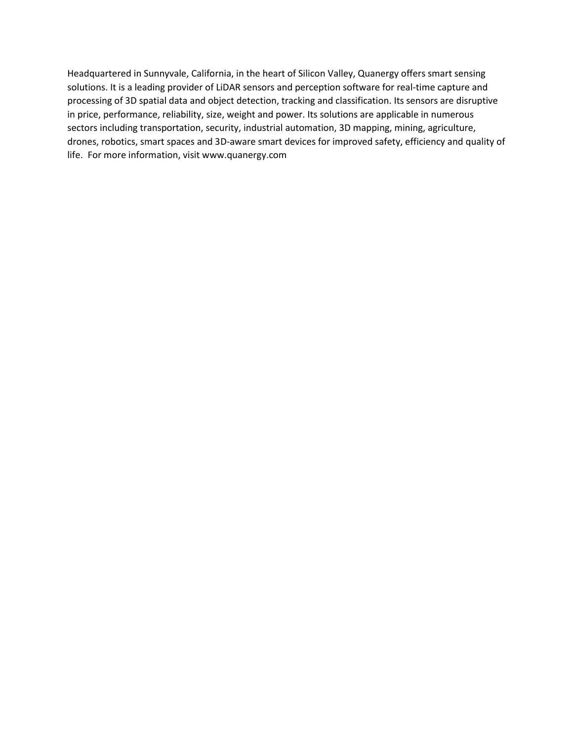Headquartered in Sunnyvale, California, in the heart of Silicon Valley, Quanergy offers smart sensing solutions. It is a leading provider of LiDAR sensors and perception software for real-time capture and processing of 3D spatial data and object detection, tracking and classification. Its sensors are disruptive in price, performance, reliability, size, weight and power. Its solutions are applicable in numerous sectors including transportation, security, industrial automation, 3D mapping, mining, agriculture, drones, robotics, smart spaces and 3D-aware smart devices for improved safety, efficiency and quality of life. For more information, visit www.quanergy.com